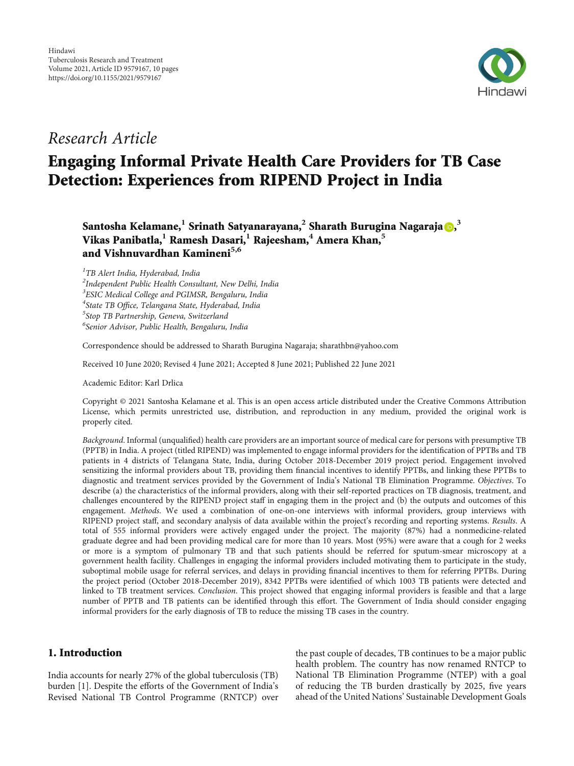Hindawi
Tuberculosis Research and Treatment
Volume 2021, Article ID 9579167, 10 pages
https://doi.org/10.1155/2021/9579167

*Research Article*

# Engaging Informal Private Health Care Providers for TB Case Detection: Experiences from RIPEND Project in India

**Santosha Kelamane,[1] Srinath Satyanarayana,[2] Sharath Burugina Nagaraja,[3] Vikas Panibatla,[1] Ramesh Dasari,[1] Rajeesham,[4] Amera Khan,[5] and Vishnuvardhan Kamineni[5,6]**

[1] *TB Alert India, Hyderabad, India*
[2] *Independent Public Health Consultant, New Delhi, India*
[3] *ESIC Medical College and PGIMSR, Bengaluru, India*
[4] *State TB Office, Telangana State, Hyderabad, India*
[5] *Stop TB Partnership, Geneva, Switzerland*
[6] *Senior Advisor, Public Health, Bengaluru, India*

Correspondence should be addressed to Sharath Burugina Nagaraja; sharathbn@yahoo.com

Received 10 June 2020; Revised 4 June 2021; Accepted 8 June 2021; Published 22 June 2021

Academic Editor: Karl Drlica

Copyright © 2021 Santosha Kelamane et al. This is an open access article distributed under the Creative Commons Attribution License, which permits unrestricted use, distribution, and reproduction in any medium, provided the original work is properly cited.

*Background*. Informal (unqualified) health care providers are an important source of medical care for persons with presumptive TB (PPTB) in India. A project (titled RIPEND) was implemented to engage informal providers for the identification of PPTBs and TB patients in 4 districts of Telangana State, India, during October 2018-December 2019 project period. Engagement involved sensitizing the informal providers about TB, providing them financial incentives to identify PPTBs, and linking these PPTBs to diagnostic and treatment services provided by the Government of India's National TB Elimination Programme. *Objectives*. To describe (a) the characteristics of the informal providers, along with their self-reported practices on TB diagnosis, treatment, and challenges encountered by the RIPEND project staff in engaging them in the project and (b) the outputs and outcomes of this engagement. *Methods*. We used a combination of one-on-one interviews with informal providers, group interviews with RIPEND project staff, and secondary analysis of data available within the project's recording and reporting systems. *Results*. A total of 555 informal providers were actively engaged under the project. The majority (87%) had a nonmedicine-related graduate degree and had been providing medical care for more than 10 years. Most (95%) were aware that a cough for 2 weeks or more is a symptom of pulmonary TB and that such patients should be referred for sputum-smear microscopy at a government health facility. Challenges in engaging the informal providers included motivating them to participate in the study, suboptimal mobile usage for referral services, and delays in providing financial incentives to them for referring PPTBs. During the project period (October 2018-December 2019), 8342 PPTBs were identified of which 1003 TB patients were detected and linked to TB treatment services. *Conclusion*. This project showed that engaging informal providers is feasible and that a large number of PPTB and TB patients can be identified through this effort. The Government of India should consider engaging informal providers for the early diagnosis of TB to reduce the missing TB cases in the country.

## 1. Introduction

India accounts for nearly 27% of the global tuberculosis (TB) burden [1]. Despite the efforts of the Government of India's Revised National TB Control Programme (RNTCP) over the past couple of decades, TB continues to be a major public health problem. The country has now renamed RNTCP to National TB Elimination Programme (NTEP) with a goal of reducing the TB burden drastically by 2025, five years ahead of the United Nations' Sustainable Development Goals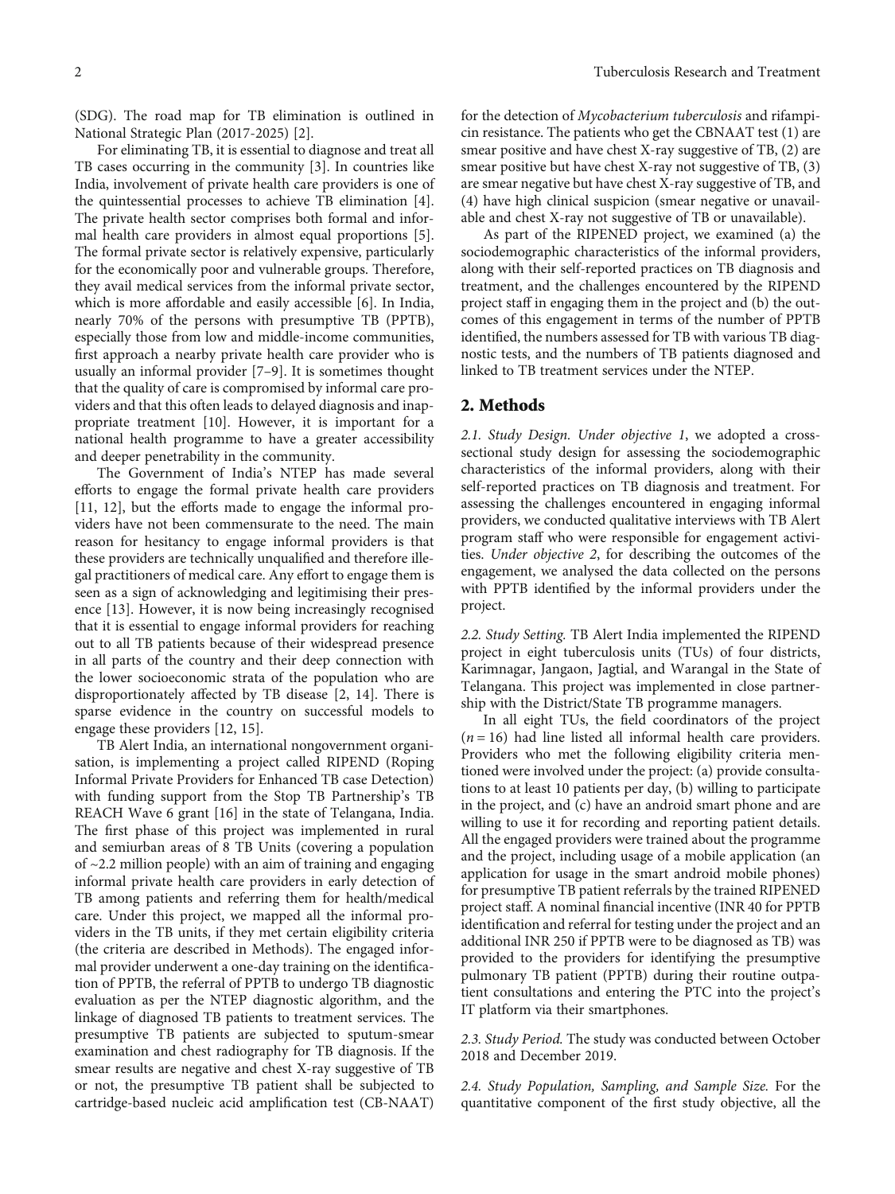(SDG). The road map for TB elimination is outlined in National Strategic Plan (2017-2025) [2].

For eliminating TB, it is essential to diagnose and treat all TB cases occurring in the community [3]. In countries like India, involvement of private health care providers is one of the quintessential processes to achieve TB elimination [4]. The private health sector comprises both formal and informal health care providers in almost equal proportions [5]. The formal private sector is relatively expensive, particularly for the economically poor and vulnerable groups. Therefore, they avail medical services from the informal private sector, which is more affordable and easily accessible [6]. In India, nearly 70% of the persons with presumptive TB (PPTB), especially those from low and middle-income communities, first approach a nearby private health care provider who is usually an informal provider [7–9]. It is sometimes thought that the quality of care is compromised by informal care providers and that this often leads to delayed diagnosis and inappropriate treatment [10]. However, it is important for a national health programme to have a greater accessibility and deeper penetrability in the community.

The Government of India's NTEP has made several efforts to engage the formal private health care providers [11, 12], but the efforts made to engage the informal providers have not been commensurate to the need. The main reason for hesitancy to engage informal providers is that these providers are technically unqualified and therefore illegal practitioners of medical care. Any effort to engage them is seen as a sign of acknowledging and legitimising their presence [13]. However, it is now being increasingly recognised that it is essential to engage informal providers for reaching out to all TB patients because of their widespread presence in all parts of the country and their deep connection with the lower socioeconomic strata of the population who are disproportionately affected by TB disease [2, 14]. There is sparse evidence in the country on successful models to engage these providers [12, 15].

TB Alert India, an international nongovernment organisation, is implementing a project called RIPEND (Roping Informal Private Providers for Enhanced TB case Detection) with funding support from the Stop TB Partnership's TB REACH Wave 6 grant [16] in the state of Telangana, India. The first phase of this project was implemented in rural and semiurban areas of 8 TB Units (covering a population of ~2.2 million people) with an aim of training and engaging informal private health care providers in early detection of TB among patients and referring them for health/medical care. Under this project, we mapped all the informal providers in the TB units, if they met certain eligibility criteria (the criteria are described in Methods). The engaged informal provider underwent a one-day training on the identification of PPTB, the referral of PPTB to undergo TB diagnostic evaluation as per the NTEP diagnostic algorithm, and the linkage of diagnosed TB patients to treatment services. The presumptive TB patients are subjected to sputum-smear examination and chest radiography for TB diagnosis. If the smear results are negative and chest X-ray suggestive of TB or not, the presumptive TB patient shall be subjected to cartridge-based nucleic acid amplification test (CB-NAAT) for the detection of *Mycobacterium tuberculosis* and rifampicin resistance. The patients who get the CBNAAT test (1) are smear positive and have chest X-ray suggestive of TB, (2) are smear positive but have chest X-ray not suggestive of TB, (3) are smear negative but have chest X-ray suggestive of TB, and (4) have high clinical suspicion (smear negative or unavailable and chest X-ray not suggestive of TB or unavailable).

As part of the RIPENED project, we examined (a) the sociodemographic characteristics of the informal providers, along with their self-reported practices on TB diagnosis and treatment, and the challenges encountered by the RIPEND project staff in engaging them in the project and (b) the outcomes of this engagement in terms of the number of PPTB identified, the numbers assessed for TB with various TB diagnostic tests, and the numbers of TB patients diagnosed and linked to TB treatment services under the NTEP.

## 2. Methods

*2.1. Study Design. Under objective 1*, we adopted a cross-sectional study design for assessing the sociodemographic characteristics of the informal providers, along with their self-reported practices on TB diagnosis and treatment. For assessing the challenges encountered in engaging informal providers, we conducted qualitative interviews with TB Alert program staff who were responsible for engagement activities. *Under objective 2*, for describing the outcomes of the engagement, we analysed the data collected on the persons with PPTB identified by the informal providers under the project.

*2.2. Study Setting.* TB Alert India implemented the RIPEND project in eight tuberculosis units (TUs) of four districts, Karimnagar, Jangaon, Jagtial, and Warangal in the State of Telangana. This project was implemented in close partnership with the District/State TB programme managers.

In all eight TUs, the field coordinators of the project ($n = 16$) had line listed all informal health care providers. Providers who met the following eligibility criteria mentioned were involved under the project: (a) provide consultations to at least 10 patients per day, (b) willing to participate in the project, and (c) have an android smart phone and are willing to use it for recording and reporting patient details. All the engaged providers were trained about the programme and the project, including usage of a mobile application (an application for usage in the smart android mobile phones) for presumptive TB patient referrals by the trained RIPENED project staff. A nominal financial incentive (INR 40 for PPTB identification and referral for testing under the project and an additional INR 250 if PPTB were to be diagnosed as TB) was provided to the providers for identifying the presumptive pulmonary TB patient (PPTB) during their routine outpatient consultations and entering the PTC into the project's IT platform via their smartphones.

*2.3. Study Period.* The study was conducted between October 2018 and December 2019.

*2.4. Study Population, Sampling, and Sample Size.* For the quantitative component of the first study objective, all the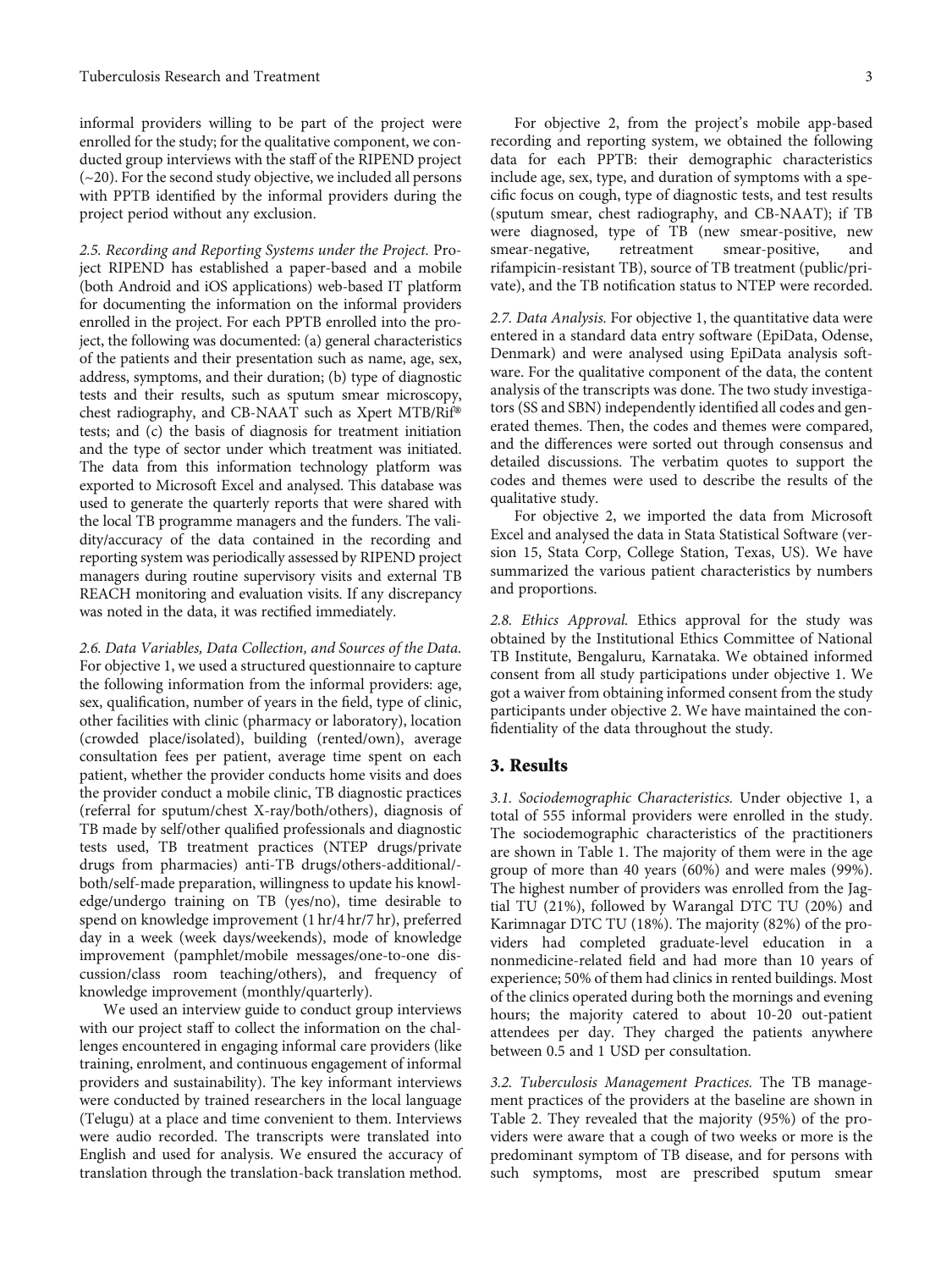informal providers willing to be part of the project were enrolled for the study; for the qualitative component, we conducted group interviews with the staff of the RIPEND project (~20). For the second study objective, we included all persons with PPTB identified by the informal providers during the project period without any exclusion.

*2.5. Recording and Reporting Systems under the Project.* Project RIPEND has established a paper-based and a mobile (both Android and iOS applications) web-based IT platform for documenting the information on the informal providers enrolled in the project. For each PPTB enrolled into the project, the following was documented: (a) general characteristics of the patients and their presentation such as name, age, sex, address, symptoms, and their duration; (b) type of diagnostic tests and their results, such as sputum smear microscopy, chest radiography, and CB-NAAT such as Xpert MTB/Rif® tests; and (c) the basis of diagnosis for treatment initiation and the type of sector under which treatment was initiated. The data from this information technology platform was exported to Microsoft Excel and analysed. This database was used to generate the quarterly reports that were shared with the local TB programme managers and the funders. The validity/accuracy of the data contained in the recording and reporting system was periodically assessed by RIPEND project managers during routine supervisory visits and external TB REACH monitoring and evaluation visits. If any discrepancy was noted in the data, it was rectified immediately.

*2.6. Data Variables, Data Collection, and Sources of the Data.* For objective 1, we used a structured questionnaire to capture the following information from the informal providers: age, sex, qualification, number of years in the field, type of clinic, other facilities with clinic (pharmacy or laboratory), location (crowded place/isolated), building (rented/own), average consultation fees per patient, average time spent on each patient, whether the provider conducts home visits and does the provider conduct a mobile clinic, TB diagnostic practices (referral for sputum/chest X-ray/both/others), diagnosis of TB made by self/other qualified professionals and diagnostic tests used, TB treatment practices (NTEP drugs/private drugs from pharmacies) anti-TB drugs/others-additional/-both/self-made preparation, willingness to update his knowledge/undergo training on TB (yes/no), time desirable to spend on knowledge improvement (1 hr/4 hr/7 hr), preferred day in a week (week days/weekends), mode of knowledge improvement (pamphlet/mobile messages/one-to-one discussion/class room teaching/others), and frequency of knowledge improvement (monthly/quarterly).

We used an interview guide to conduct group interviews with our project staff to collect the information on the challenges encountered in engaging informal care providers (like training, enrolment, and continuous engagement of informal providers and sustainability). The key informant interviews were conducted by trained researchers in the local language (Telugu) at a place and time convenient to them. Interviews were audio recorded. The transcripts were translated into English and used for analysis. We ensured the accuracy of translation through the translation-back translation method.

For objective 2, from the project's mobile app-based recording and reporting system, we obtained the following data for each PPTB: their demographic characteristics include age, sex, type, and duration of symptoms with a specific focus on cough, type of diagnostic tests, and test results (sputum smear, chest radiography, and CB-NAAT); if TB were diagnosed, type of TB (new smear-positive, new smear-negative, retreatment smear-positive, and rifampicin-resistant TB), source of TB treatment (public/private), and the TB notification status to NTEP were recorded.

*2.7. Data Analysis.* For objective 1, the quantitative data were entered in a standard data entry software (EpiData, Odense, Denmark) and were analysed using EpiData analysis software. For the qualitative component of the data, the content analysis of the transcripts was done. The two study investigators (SS and SBN) independently identified all codes and generated themes. Then, the codes and themes were compared, and the differences were sorted out through consensus and detailed discussions. The verbatim quotes to support the codes and themes were used to describe the results of the qualitative study.

For objective 2, we imported the data from Microsoft Excel and analysed the data in Stata Statistical Software (version 15, Stata Corp, College Station, Texas, US). We have summarized the various patient characteristics by numbers and proportions.

*2.8. Ethics Approval.* Ethics approval for the study was obtained by the Institutional Ethics Committee of National TB Institute, Bengaluru, Karnataka. We obtained informed consent from all study participations under objective 1. We got a waiver from obtaining informed consent from the study participants under objective 2. We have maintained the confidentiality of the data throughout the study.

## 3. Results

*3.1. Sociodemographic Characteristics.* Under objective 1, a total of 555 informal providers were enrolled in the study. The sociodemographic characteristics of the practitioners are shown in Table 1. The majority of them were in the age group of more than 40 years (60%) and were males (99%). The highest number of providers was enrolled from the Jagtial TU (21%), followed by Warangal DTC TU (20%) and Karimnagar DTC TU (18%). The majority (82%) of the providers had completed graduate-level education in a nonmedicine-related field and had more than 10 years of experience; 50% of them had clinics in rented buildings. Most of the clinics operated during both the mornings and evening hours; the majority catered to about 10-20 out-patient attendees per day. They charged the patients anywhere between 0.5 and 1 USD per consultation.

*3.2. Tuberculosis Management Practices.* The TB management practices of the providers at the baseline are shown in Table 2. They revealed that the majority (95%) of the providers were aware that a cough of two weeks or more is the predominant symptom of TB disease, and for persons with such symptoms, most are prescribed sputum smear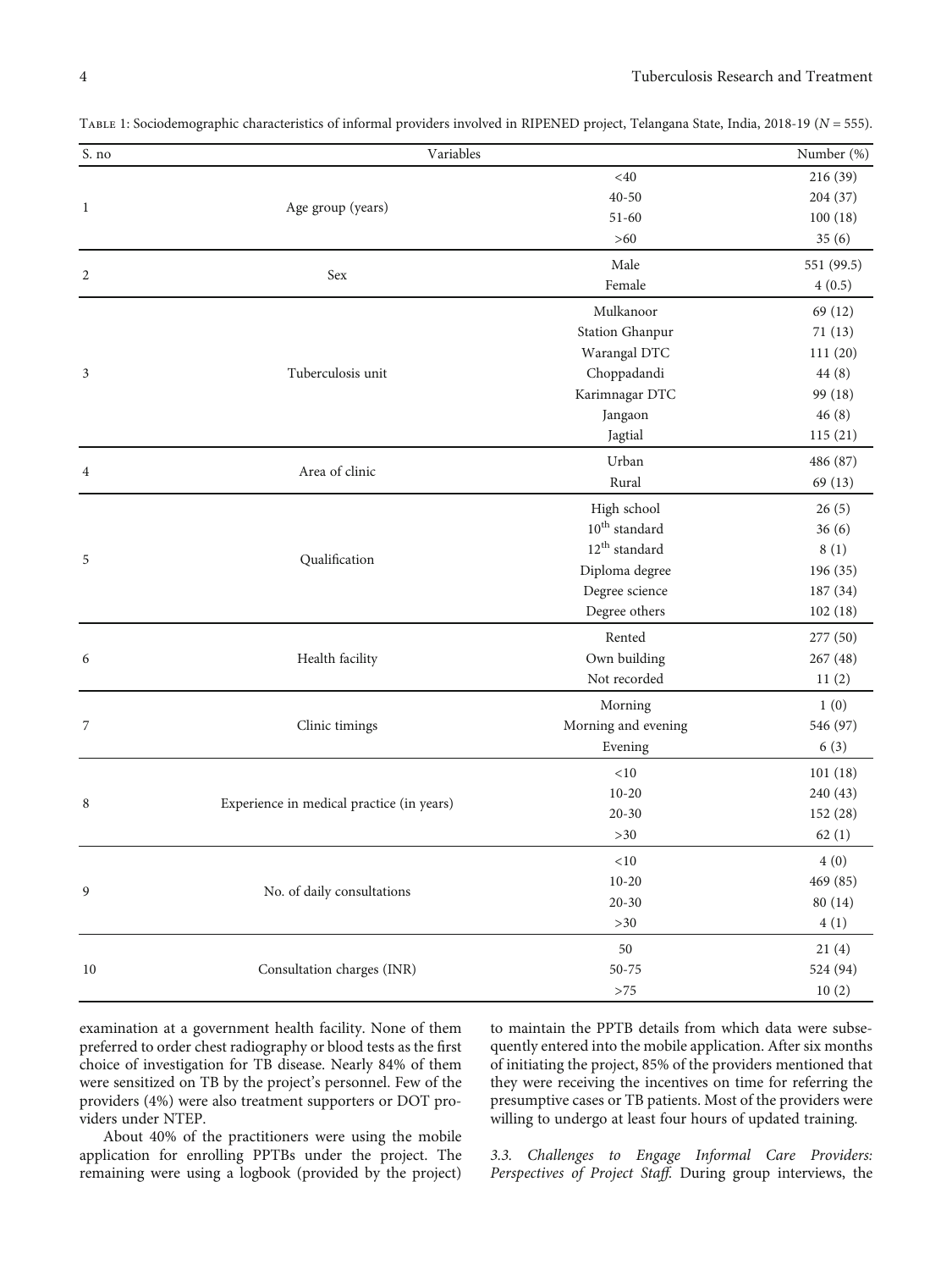Table 1: Sociodemographic characteristics of informal providers involved in RIPENED project, Telangana State, India, 2018-19 ($N = 555$).

| S. no | Variables | | Number (%) |
|---|---|---|---|
| 1 | Age group (years) | <40 | 216 (39) |
| | | 40-50 | 204 (37) |
| | | 51-60 | 100 (18) |
| | | >60 | 35 (6) |
| 2 | Sex | Male | 551 (99.5) |
| | | Female | 4 (0.5) |
| 3 | Tuberculosis unit | Mulkanoor | 69 (12) |
| | | Station Ghanpur | 71 (13) |
| | | Warangal DTC | 111 (20) |
| | | Choppadandi | 44 (8) |
| | | Karimnagar DTC | 99 (18) |
| | | Jangaon | 46 (8) |
| | | Jagtial | 115 (21) |
| 4 | Area of clinic | Urban | 486 (87) |
| | | Rural | 69 (13) |
| 5 | Qualification | High school | 26 (5) |
| | | 10th standard | 36 (6) |
| | | 12th standard | 8 (1) |
| | | Diploma degree | 196 (35) |
| | | Degree science | 187 (34) |
| | | Degree others | 102 (18) |
| 6 | Health facility | Rented | 277 (50) |
| | | Own building | 267 (48) |
| | | Not recorded | 11 (2) |
| 7 | Clinic timings | Morning | 1 (0) |
| | | Morning and evening | 546 (97) |
| | | Evening | 6 (3) |
| 8 | Experience in medical practice (in years) | <10 | 101 (18) |
| | | 10-20 | 240 (43) |
| | | 20-30 | 152 (28) |
| | | >30 | 62 (1) |
| 9 | No. of daily consultations | <10 | 4 (0) |
| | | 10-20 | 469 (85) |
| | | 20-30 | 80 (14) |
| | | >30 | 4 (1) |
| 10 | Consultation charges (INR) | 50 | 21 (4) |
| | | 50-75 | 524 (94) |
| | | >75 | 10 (2) |

examination at a government health facility. None of them preferred to order chest radiography or blood tests as the first choice of investigation for TB disease. Nearly 84% of them were sensitized on TB by the project's personnel. Few of the providers (4%) were also treatment supporters or DOT providers under NTEP.

About 40% of the practitioners were using the mobile application for enrolling PPTBs under the project. The remaining were using a logbook (provided by the project) to maintain the PPTB details from which data were subsequently entered into the mobile application. After six months of initiating the project, 85% of the providers mentioned that they were receiving the incentives on time for referring the presumptive cases or TB patients. Most of the providers were willing to undergo at least four hours of updated training.

### 3.3. Challenges to Engage Informal Care Providers: Perspectives of Project Staff.

During group interviews, the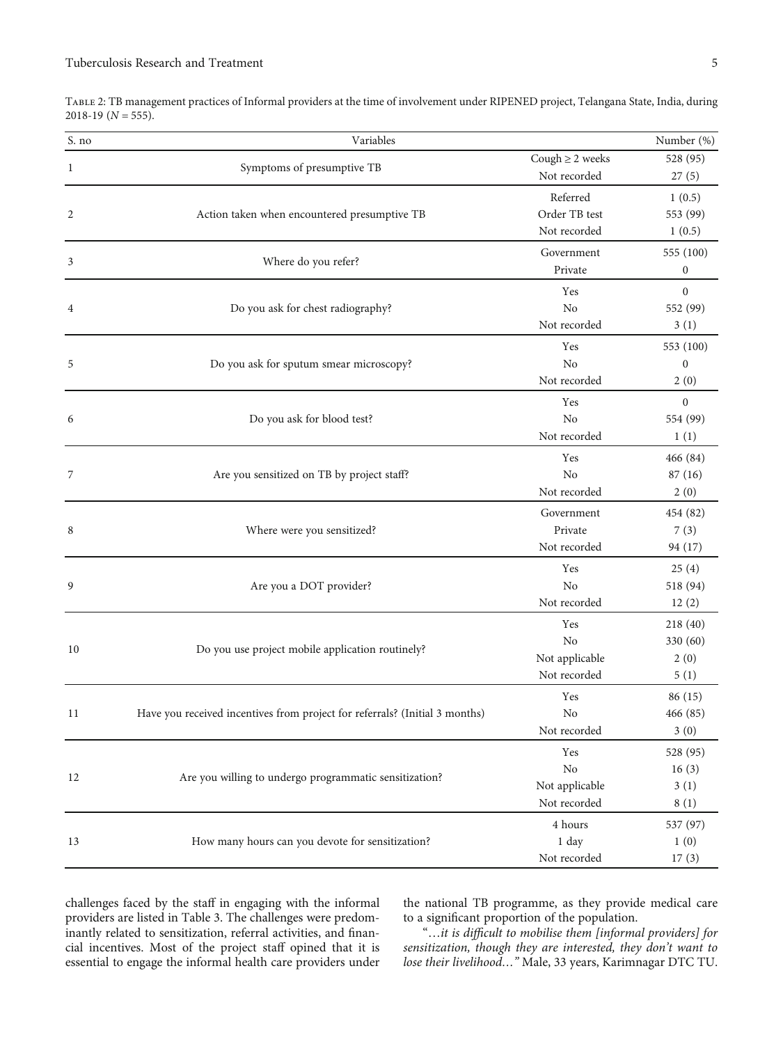Table 2: TB management practices of Informal providers at the time of involvement under RIPENED project, Telangana State, India, during 2018-19 ($N = 555$).

| S. no | Variables | | Number (%) |
|---|---|---|---|
| 1 | Symptoms of presumptive TB | Cough ≥ 2 weeks | 528 (95) |
| | | Not recorded | 27 (5) |
| 2 | Action taken when encountered presumptive TB | Referred | 1 (0.5) |
| | | Order TB test | 553 (99) |
| | | Not recorded | 1 (0.5) |
| 3 | Where do you refer? | Government | 555 (100) |
| | | Private | 0 |
| 4 | Do you ask for chest radiography? | Yes | 0 |
| | | No | 552 (99) |
| | | Not recorded | 3 (1) |
| 5 | Do you ask for sputum smear microscopy? | Yes | 553 (100) |
| | | No | 0 |
| | | Not recorded | 2 (0) |
| 6 | Do you ask for blood test? | Yes | 0 |
| | | No | 554 (99) |
| | | Not recorded | 1 (1) |
| 7 | Are you sensitized on TB by project staff? | Yes | 466 (84) |
| | | No | 87 (16) |
| | | Not recorded | 2 (0) |
| 8 | Where were you sensitized? | Government | 454 (82) |
| | | Private | 7 (3) |
| | | Not recorded | 94 (17) |
| 9 | Are you a DOT provider? | Yes | 25 (4) |
| | | No | 518 (94) |
| | | Not recorded | 12 (2) |
| 10 | Do you use project mobile application routinely? | Yes | 218 (40) |
| | | No | 330 (60) |
| | | Not applicable | 2 (0) |
| | | Not recorded | 5 (1) |
| 11 | Have you received incentives from project for referrals? (Initial 3 months) | Yes | 86 (15) |
| | | No | 466 (85) |
| | | Not recorded | 3 (0) |
| 12 | Are you willing to undergo programmatic sensitization? | Yes | 528 (95) |
| | | No | 16 (3) |
| | | Not applicable | 3 (1) |
| | | Not recorded | 8 (1) |
| 13 | How many hours can you devote for sensitization? | 4 hours | 537 (97) |
| | | 1 day | 1 (0) |
| | | Not recorded | 17 (3) |

challenges faced by the staff in engaging with the informal providers are listed in Table 3. The challenges were predominantly related to sensitization, referral activities, and financial incentives. Most of the project staff opined that it is essential to engage the informal health care providers under the national TB programme, as they provide medical care to a significant proportion of the population.

"*…it is difficult to mobilise them [informal providers] for sensitization, though they are interested, they don't want to lose their livelihood…*" Male, 33 years, Karimnagar DTC TU.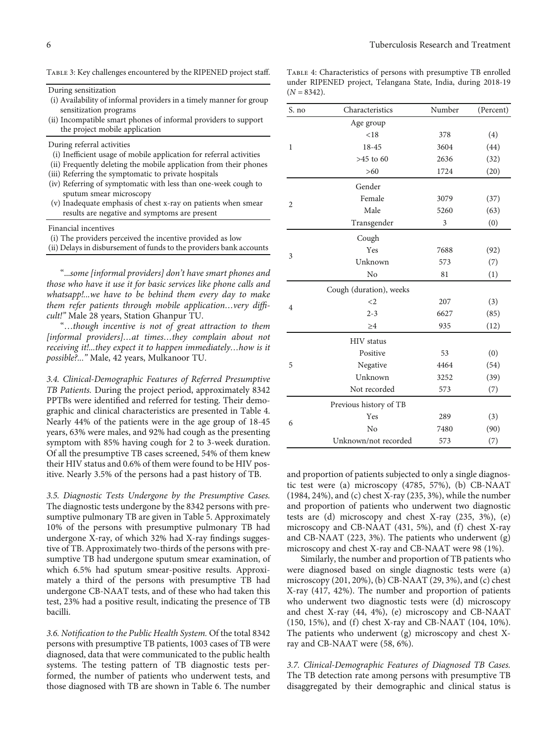Table 3: Key challenges encountered by the RIPENED project staff.

| |
|---|
| During sensitization |
| (i) Availability of informal providers in a timely manner for group sensitization programs |
| (ii) Incompatible smart phones of informal providers to support the project mobile application |
| During referral activities |
| (i) Inefficient usage of mobile application for referral activities |
| (ii) Frequently deleting the mobile application from their phones |
| (iii) Referring the symptomatic to private hospitals |
| (iv) Referring of symptomatic with less than one-week cough to sputum smear microscopy |
| (v) Inadequate emphasis of chest x-ray on patients when smear results are negative and symptoms are present |
| Financial incentives |
| (i) The providers perceived the incentive provided as low |
| (ii) Delays in disbursement of funds to the providers bank accounts |

"*...some [informal providers] don't have smart phones and those who have it use it for basic services like phone calls and whatsapp!...we have to be behind them every day to make them refer patients through mobile application…very difficult!*" Male 28 years, Station Ghanpur TU.

"*…though incentive is not of great attraction to them [informal providers]…at times…they complain about not receiving it!...they expect it to happen immediately…how is it possible?...*" Male, 42 years, Mulkanoor TU.

*3.4. Clinical-Demographic Features of Referred Presumptive TB Patients.* During the project period, approximately 8342 PPTBs were identified and referred for testing. Their demographic and clinical characteristics are presented in Table 4. Nearly 44% of the patients were in the age group of 18-45 years, 63% were males, and 92% had cough as the presenting symptom with 85% having cough for 2 to 3-week duration. Of all the presumptive TB cases screened, 54% of them knew their HIV status and 0.6% of them were found to be HIV positive. Nearly 3.5% of the persons had a past history of TB.

*3.5. Diagnostic Tests Undergone by the Presumptive Cases.* The diagnostic tests undergone by the 8342 persons with presumptive pulmonary TB are given in Table 5. Approximately 10% of the persons with presumptive pulmonary TB had undergone X-ray, of which 32% had X-ray findings suggestive of TB. Approximately two-thirds of the persons with presumptive TB had undergone sputum smear examination, of which 6.5% had sputum smear-positive results. Approximately a third of the persons with presumptive TB had undergone CB-NAAT tests, and of these who had taken this test, 23% had a positive result, indicating the presence of TB bacilli.

*3.6. Notification to the Public Health System.* Of the total 8342 persons with presumptive TB patients, 1003 cases of TB were diagnosed, data that were communicated to the public health systems. The testing pattern of TB diagnostic tests performed, the number of patients who underwent tests, and those diagnosed with TB are shown in Table 6. The number and proportion of patients subjected to only a single diagnostic test were (a) microscopy (4785, 57%), (b) CB-NAAT (1984, 24%), and (c) chest X-ray (235, 3%), while the number and proportion of patients who underwent two diagnostic tests are (d) microscopy and chest X-ray (235, 3%), (e) microscopy and CB-NAAT (431, 5%), and (f) chest X-ray and CB-NAAT (223, 3%). The patients who underwent (g) microscopy and chest X-ray and CB-NAAT were 98 (1%).

Similarly, the number and proportion of TB patients who were diagnosed based on single diagnostic tests were (a) microscopy (201, 20%), (b) CB-NAAT (29, 3%), and (c) chest X-ray (417, 42%). The number and proportion of patients who underwent two diagnostic tests were (d) microscopy and chest X-ray (44, 4%), (e) microscopy and CB-NAAT (150, 15%), and (f) chest X-ray and CB-NAAT (104, 10%). The patients who underwent (g) microscopy and chest X-ray and CB-NAAT were (58, 6%).

Table 4: Characteristics of persons with presumptive TB enrolled under RIPENED project, Telangana State, India, during 2018-19 ($N = 8342$).

| S. no | Characteristics | Number | (Percent) |
|---|---|---|---|
| 1 | Age group | | |
| | <18 | 378 | (4) |
| | 18-45 | 3604 | (44) |
| | >45 to 60 | 2636 | (32) |
| | >60 | 1724 | (20) |
| 2 | Gender | | |
| | Female | 3079 | (37) |
| | Male | 5260 | (63) |
| | Transgender | 3 | (0) |
| 3 | Cough | | |
| | Yes | 7688 | (92) |
| | Unknown | 573 | (7) |
| | No | 81 | (1) |
| 4 | Cough (duration), weeks | | |
| | <2 | 207 | (3) |
| | 2-3 | 6627 | (85) |
| | ≥4 | 935 | (12) |
| 5 | HIV status | | |
| | Positive | 53 | (0) |
| | Negative | 4464 | (54) |
| | Unknown | 3252 | (39) |
| | Not recorded | 573 | (7) |
| 6 | Previous history of TB | | |
| | Yes | 289 | (3) |
| | No | 7480 | (90) |
| | Unknown/not recorded | 573 | (7) |

*3.7. Clinical-Demographic Features of Diagnosed TB Cases.* The TB detection rate among persons with presumptive TB disaggregated by their demographic and clinical status is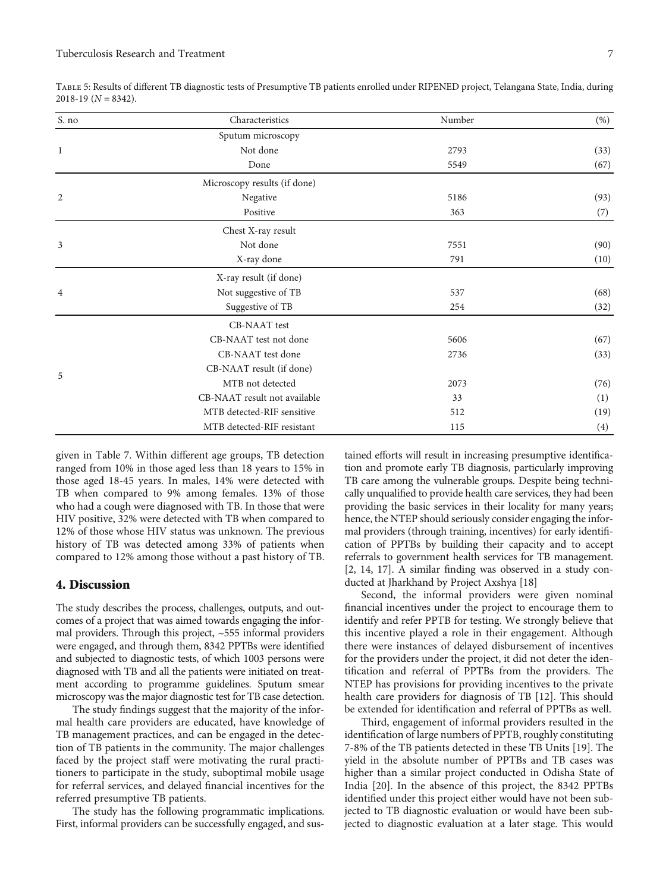Table 5: Results of different TB diagnostic tests of Presumptive TB patients enrolled under RIPENED project, Telangana State, India, during 2018-19 ($N = 8342$).

| S. no | Characteristics | Number | (%) |
|---|---|---|---|
| 1 | Sputum microscopy | | |
| | Not done | 2793 | (33) |
| | Done | 5549 | (67) |
| 2 | Microscopy results (if done) | | |
| | Negative | 5186 | (93) |
| | Positive | 363 | (7) |
| 3 | Chest X-ray result | | |
| | Not done | 7551 | (90) |
| | X-ray done | 791 | (10) |
| 4 | X-ray result (if done) | | |
| | Not suggestive of TB | 537 | (68) |
| | Suggestive of TB | 254 | (32) |
| 5 | CB-NAAT test | | |
| | CB-NAAT test not done | 5606 | (67) |
| | CB-NAAT test done | 2736 | (33) |
| | CB-NAAT result (if done) | | |
| | MTB not detected | 2073 | (76) |
| | CB-NAAT result not available | 33 | (1) |
| | MTB detected-RIF sensitive | 512 | (19) |
| | MTB detected-RIF resistant | 115 | (4) |

given in Table 7. Within different age groups, TB detection ranged from 10% in those aged less than 18 years to 15% in those aged 18-45 years. In males, 14% were detected with TB when compared to 9% among females. 13% of those who had a cough were diagnosed with TB. In those that were HIV positive, 32% were detected with TB when compared to 12% of those whose HIV status was unknown. The previous history of TB was detected among 33% of patients when compared to 12% among those without a past history of TB.

## 4. Discussion

The study describes the process, challenges, outputs, and outcomes of a project that was aimed towards engaging the informal providers. Through this project, ~555 informal providers were engaged, and through them, 8342 PPTBs were identified and subjected to diagnostic tests, of which 1003 persons were diagnosed with TB and all the patients were initiated on treatment according to programme guidelines. Sputum smear microscopy was the major diagnostic test for TB case detection.

The study findings suggest that the majority of the informal health care providers are educated, have knowledge of TB management practices, and can be engaged in the detection of TB patients in the community. The major challenges faced by the project staff were motivating the rural practitioners to participate in the study, suboptimal mobile usage for referral services, and delayed financial incentives for the referred presumptive TB patients.

The study has the following programmatic implications. First, informal providers can be successfully engaged, and sustained efforts will result in increasing presumptive identification and promote early TB diagnosis, particularly improving TB care among the vulnerable groups. Despite being technically unqualified to provide health care services, they had been providing the basic services in their locality for many years; hence, the NTEP should seriously consider engaging the informal providers (through training, incentives) for early identification of PPTBs by building their capacity and to accept referrals to government health services for TB management. [2, 14, 17]. A similar finding was observed in a study conducted at Jharkhand by Project Axshya [18]

Second, the informal providers were given nominal financial incentives under the project to encourage them to identify and refer PPTB for testing. We strongly believe that this incentive played a role in their engagement. Although there were instances of delayed disbursement of incentives for the providers under the project, it did not deter the identification and referral of PPTBs from the providers. The NTEP has provisions for providing incentives to the private health care providers for diagnosis of TB [12]. This should be extended for identification and referral of PPTBs as well.

Third, engagement of informal providers resulted in the identification of large numbers of PPTB, roughly constituting 7-8% of the TB patients detected in these TB Units [19]. The yield in the absolute number of PPTBs and TB cases was higher than a similar project conducted in Odisha State of India [20]. In the absence of this project, the 8342 PPTBs identified under this project either would have not been subjected to TB diagnostic evaluation or would have been subjected to diagnostic evaluation at a later stage. This would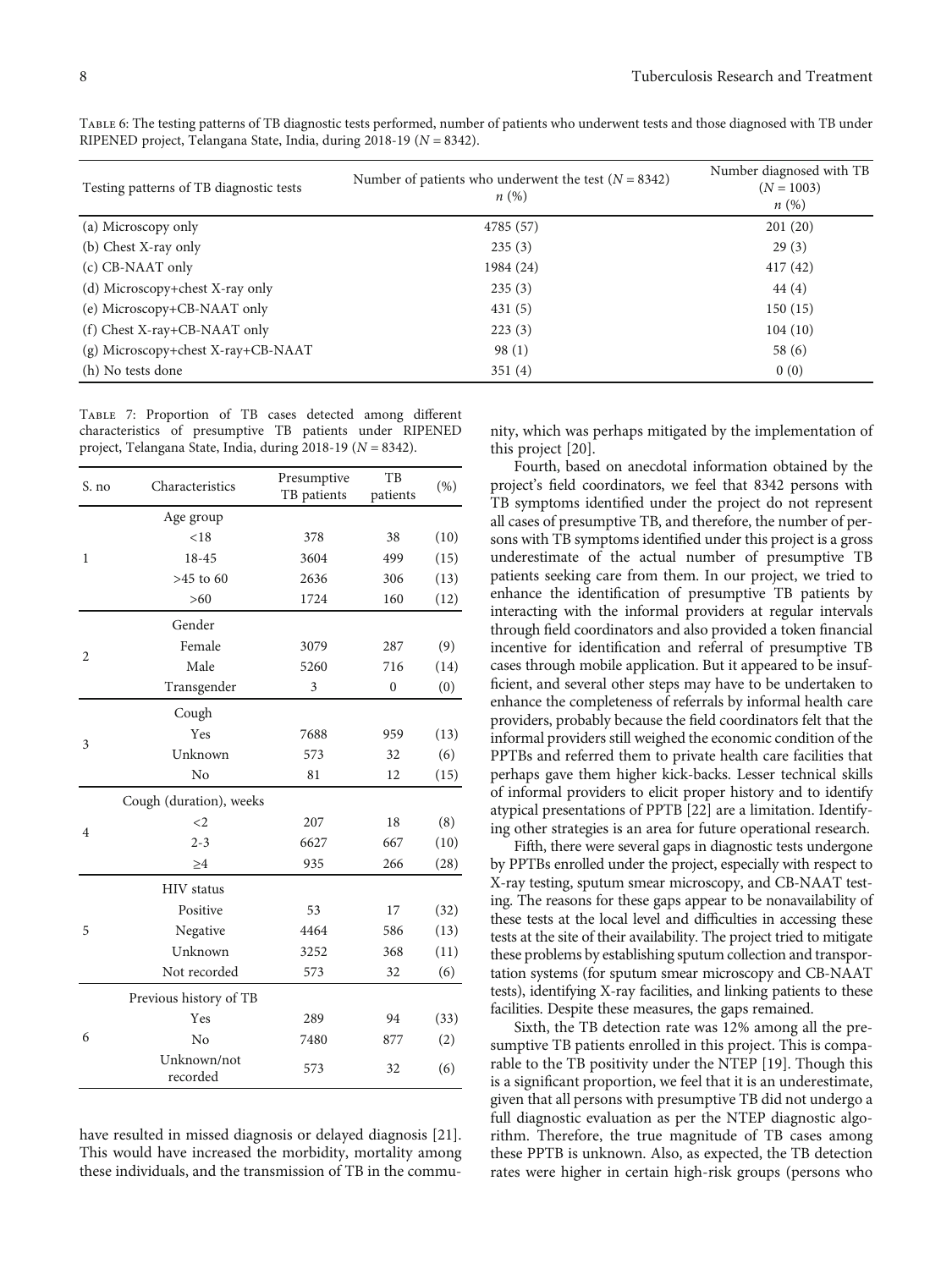Table 6: The testing patterns of TB diagnostic tests performed, number of patients who underwent tests and those diagnosed with TB under RIPENED project, Telangana State, India, during 2018-19 ($N = 8342$).

| Testing patterns of TB diagnostic tests | Number of patients who underwent the test ($N = 8342$) $n$ (%) | Number diagnosed with TB ($N = 1003$) $n$ (%) |
|---|---|---|
| (a) Microscopy only | 4785 (57) | 201 (20) |
| (b) Chest X-ray only | 235 (3) | 29 (3) |
| (c) CB-NAAT only | 1984 (24) | 417 (42) |
| (d) Microscopy+chest X-ray only | 235 (3) | 44 (4) |
| (e) Microscopy+CB-NAAT only | 431 (5) | 150 (15) |
| (f) Chest X-ray+CB-NAAT only | 223 (3) | 104 (10) |
| (g) Microscopy+chest X-ray+CB-NAAT | 98 (1) | 58 (6) |
| (h) No tests done | 351 (4) | 0 (0) |

Table 7: Proportion of TB cases detected among different characteristics of presumptive TB patients under RIPENED project, Telangana State, India, during 2018-19 ($N = 8342$).

| S. no | Characteristics | Presumptive TB patients | TB patients | (%) |
|---|---|---|---|---|
| 1 | Age group | | | |
| | <18 | 378 | 38 | (10) |
| | 18-45 | 3604 | 499 | (15) |
| | >45 to 60 | 2636 | 306 | (13) |
| | >60 | 1724 | 160 | (12) |
| 2 | Gender | | | |
| | Female | 3079 | 287 | (9) |
| | Male | 5260 | 716 | (14) |
| | Transgender | 3 | 0 | (0) |
| 3 | Cough | | | |
| | Yes | 7688 | 959 | (13) |
| | Unknown | 573 | 32 | (6) |
| | No | 81 | 12 | (15) |
| 4 | Cough (duration), weeks | | | |
| | <2 | 207 | 18 | (8) |
| | 2-3 | 6627 | 667 | (10) |
| | ≥4 | 935 | 266 | (28) |
| 5 | HIV status | | | |
| | Positive | 53 | 17 | (32) |
| | Negative | 4464 | 586 | (13) |
| | Unknown | 3252 | 368 | (11) |
| | Not recorded | 573 | 32 | (6) |
| 6 | Previous history of TB | | | |
| | Yes | 289 | 94 | (33) |
| | No | 7480 | 877 | (2) |
| | Unknown/not recorded | 573 | 32 | (6) |

have resulted in missed diagnosis or delayed diagnosis [21]. This would have increased the morbidity, mortality among these individuals, and the transmission of TB in the community, which was perhaps mitigated by the implementation of this project [20].

Fourth, based on anecdotal information obtained by the project's field coordinators, we feel that 8342 persons with TB symptoms identified under the project do not represent all cases of presumptive TB, and therefore, the number of persons with TB symptoms identified under this project is a gross underestimate of the actual number of presumptive TB patients seeking care from them. In our project, we tried to enhance the identification of presumptive TB patients by interacting with the informal providers at regular intervals through field coordinators and also provided a token financial incentive for identification and referral of presumptive TB cases through mobile application. But it appeared to be insufficient, and several other steps may have to be undertaken to enhance the completeness of referrals by informal health care providers, probably because the field coordinators felt that the informal providers still weighed the economic condition of the PPTBs and referred them to private health care facilities that perhaps gave them higher kick-backs. Lesser technical skills of informal providers to elicit proper history and to identify atypical presentations of PPTB [22] are a limitation. Identifying other strategies is an area for future operational research.

Fifth, there were several gaps in diagnostic tests undergone by PPTBs enrolled under the project, especially with respect to X-ray testing, sputum smear microscopy, and CB-NAAT testing. The reasons for these gaps appear to be nonavailability of these tests at the local level and difficulties in accessing these tests at the site of their availability. The project tried to mitigate these problems by establishing sputum collection and transportation systems (for sputum smear microscopy and CB-NAAT tests), identifying X-ray facilities, and linking patients to these facilities. Despite these measures, the gaps remained.

Sixth, the TB detection rate was 12% among all the presumptive TB patients enrolled in this project. This is comparable to the TB positivity under the NTEP [19]. Though this is a significant proportion, we feel that it is an underestimate, given that all persons with presumptive TB did not undergo a full diagnostic evaluation as per the NTEP diagnostic algorithm. Therefore, the true magnitude of TB cases among these PPTB is unknown. Also, as expected, the TB detection rates were higher in certain high-risk groups (persons who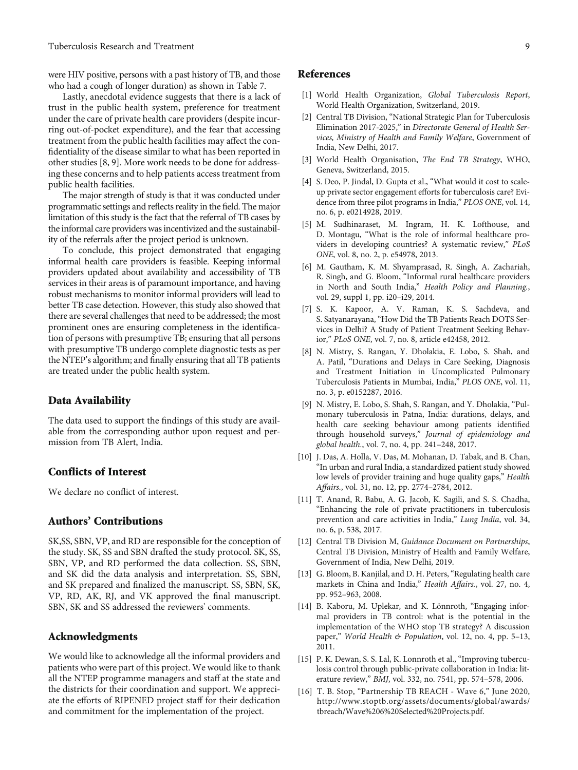were HIV positive, persons with a past history of TB, and those who had a cough of longer duration) as shown in Table 7.

Lastly, anecdotal evidence suggests that there is a lack of trust in the public health system, preference for treatment under the care of private health care providers (despite incurring out-of-pocket expenditure), and the fear that accessing treatment from the public health facilities may affect the confidentiality of the disease similar to what has been reported in other studies [8, 9]. More work needs to be done for addressing these concerns and to help patients access treatment from public health facilities.

The major strength of study is that it was conducted under programmatic settings and reflects reality in the field. The major limitation of this study is the fact that the referral of TB cases by the informal care providers was incentivized and the sustainability of the referrals after the project period is unknown.

To conclude, this project demonstrated that engaging informal health care providers is feasible. Keeping informal providers updated about availability and accessibility of TB services in their areas is of paramount importance, and having robust mechanisms to monitor informal providers will lead to better TB case detection. However, this study also showed that there are several challenges that need to be addressed; the most prominent ones are ensuring completeness in the identification of persons with presumptive TB; ensuring that all persons with presumptive TB undergo complete diagnostic tests as per the NTEP's algorithm; and finally ensuring that all TB patients are treated under the public health system.

## Data Availability

The data used to support the findings of this study are available from the corresponding author upon request and permission from TB Alert, India.

## Conflicts of Interest

We declare no conflict of interest.

## Authors' Contributions

SK,SS, SBN, VP, and RD are responsible for the conception of the study. SK, SS and SBN drafted the study protocol. SK, SS, SBN, VP, and RD performed the data collection. SS, SBN, and SK did the data analysis and interpretation. SS, SBN, and SK prepared and finalized the manuscript. SS, SBN, SK, VP, RD, AK, RJ, and VK approved the final manuscript. SBN, SK and SS addressed the reviewers' comments.

## Acknowledgments

We would like to acknowledge all the informal providers and patients who were part of this project. We would like to thank all the NTEP programme managers and staff at the state and the districts for their coordination and support. We appreciate the efforts of RIPENED project staff for their dedication and commitment for the implementation of the project.

## References

[1] World Health Organization, *Global Tuberculosis Report*, World Health Organization, Switzerland, 2019.

[2] Central TB Division, "National Strategic Plan for Tuberculosis Elimination 2017-2025," in *Directorate General of Health Services, Ministry of Health and Family Welfare*, Government of India, New Delhi, 2017.

[3] World Health Organisation, *The End TB Strategy*, WHO, Geneva, Switzerland, 2015.

[4] S. Deo, P. Jindal, D. Gupta et al., "What would it cost to scale-up private sector engagement efforts for tuberculosis care? Evidence from three pilot programs in India," *PLOS ONE*, vol. 14, no. 6, p. e0214928, 2019.

[5] M. Sudhinaraset, M. Ingram, H. K. Lofthouse, and D. Montagu, "What is the role of informal healthcare providers in developing countries? A systematic review," *PLoS ONE*, vol. 8, no. 2, p. e54978, 2013.

[6] M. Gautham, K. M. Shyamprasad, R. Singh, A. Zachariah, R. Singh, and G. Bloom, "Informal rural healthcare providers in North and South India," *Health Policy and Planning.*, vol. 29, suppl 1, pp. i20–i29, 2014.

[7] S. K. Kapoor, A. V. Raman, K. S. Sachdeva, and S. Satyanarayana, "How Did the TB Patients Reach DOTS Services in Delhi? A Study of Patient Treatment Seeking Behavior," *PLoS ONE*, vol. 7, no. 8, article e42458, 2012.

[8] N. Mistry, S. Rangan, Y. Dholakia, E. Lobo, S. Shah, and A. Patil, "Durations and Delays in Care Seeking, Diagnosis and Treatment Initiation in Uncomplicated Pulmonary Tuberculosis Patients in Mumbai, India," *PLOS ONE*, vol. 11, no. 3, p. e0152287, 2016.

[9] N. Mistry, E. Lobo, S. Shah, S. Rangan, and Y. Dholakia, "Pulmonary tuberculosis in Patna, India: durations, delays, and health care seeking behaviour among patients identified through household surveys," *Journal of epidemiology and global health.*, vol. 7, no. 4, pp. 241–248, 2017.

[10] J. Das, A. Holla, V. Das, M. Mohanan, D. Tabak, and B. Chan, "In urban and rural India, a standardized patient study showed low levels of provider training and huge quality gaps," *Health Affairs.*, vol. 31, no. 12, pp. 2774–2784, 2012.

[11] T. Anand, R. Babu, A. G. Jacob, K. Sagili, and S. S. Chadha, "Enhancing the role of private practitioners in tuberculosis prevention and care activities in India," *Lung India*, vol. 34, no. 6, p. 538, 2017.

[12] Central TB Division M, *Guidance Document on Partnerships*, Central TB Division, Ministry of Health and Family Welfare, Government of India, New Delhi, 2019.

[13] G. Bloom, B. Kanjilal, and D. H. Peters, "Regulating health care markets in China and India," *Health Affairs.*, vol. 27, no. 4, pp. 952–963, 2008.

[14] B. Kaboru, M. Uplekar, and K. Lönnroth, "Engaging informal providers in TB control: what is the potential in the implementation of the WHO stop TB strategy? A discussion paper," *World Health & Population*, vol. 12, no. 4, pp. 5–13, 2011.

[15] P. K. Dewan, S. S. Lal, K. Lonnroth et al., "Improving tuberculosis control through public-private collaboration in India: literature review," *BMJ*, vol. 332, no. 7541, pp. 574–578, 2006.

[16] T. B. Stop, "Partnership TB REACH - Wave 6," June 2020, http://www.stoptb.org/assets/documents/global/awards/tbreach/Wave%206%20Selected%20Projects.pdf.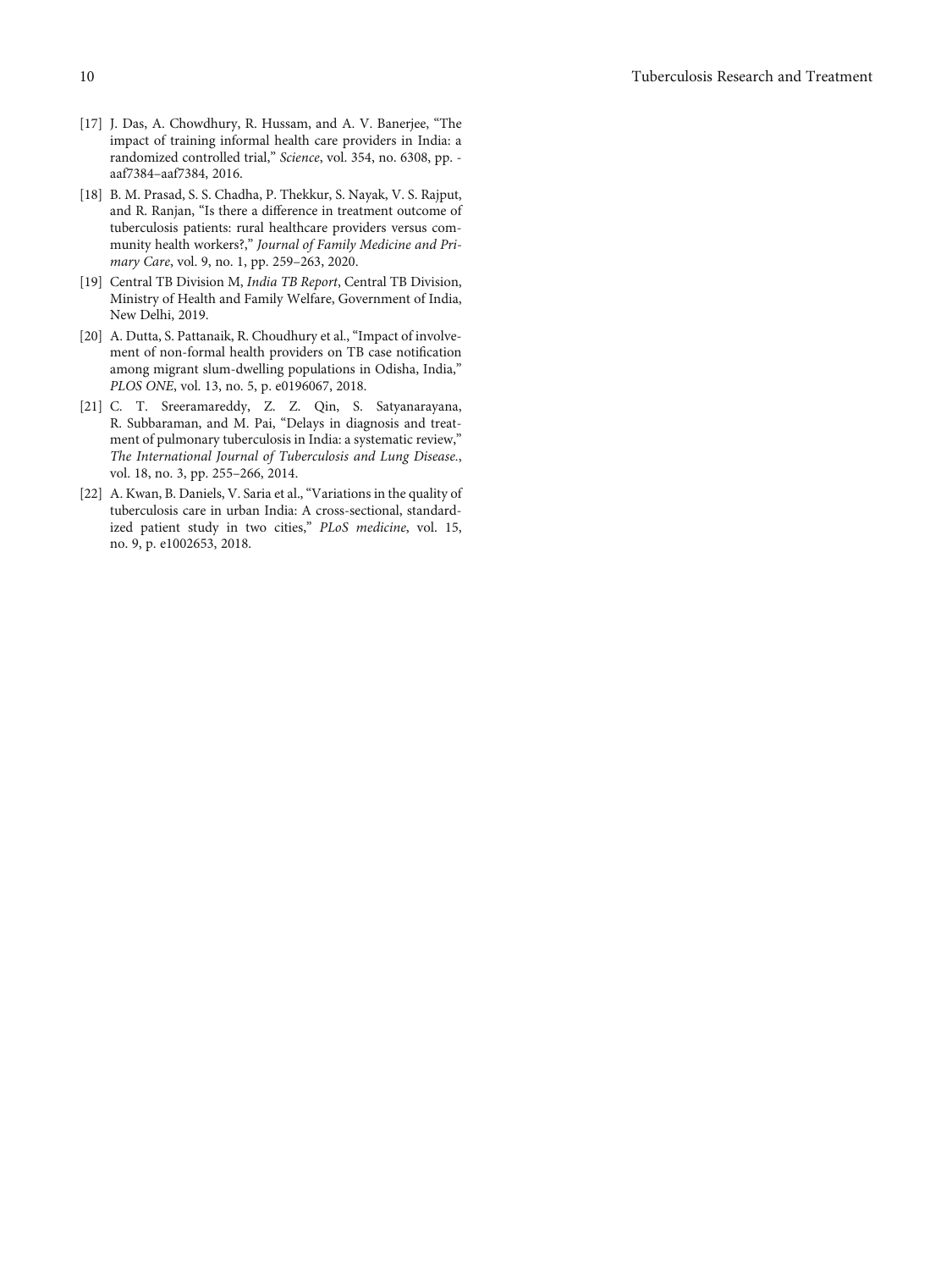[17] J. Das, A. Chowdhury, R. Hussam, and A. V. Banerjee, "The impact of training informal health care providers in India: a randomized controlled trial," *Science*, vol. 354, no. 6308, pp. -aaf7384–aaf7384, 2016.

[18] B. M. Prasad, S. S. Chadha, P. Thekkur, S. Nayak, V. S. Rajput, and R. Ranjan, "Is there a difference in treatment outcome of tuberculosis patients: rural healthcare providers versus community health workers?," *Journal of Family Medicine and Primary Care*, vol. 9, no. 1, pp. 259–263, 2020.

[19] Central TB Division M, *India TB Report*, Central TB Division, Ministry of Health and Family Welfare, Government of India, New Delhi, 2019.

[20] A. Dutta, S. Pattanaik, R. Choudhury et al., "Impact of involvement of non-formal health providers on TB case notification among migrant slum-dwelling populations in Odisha, India," *PLOS ONE*, vol. 13, no. 5, p. e0196067, 2018.

[21] C. T. Sreeramareddy, Z. Z. Qin, S. Satyanarayana, R. Subbaraman, and M. Pai, "Delays in diagnosis and treatment of pulmonary tuberculosis in India: a systematic review," *The International Journal of Tuberculosis and Lung Disease.*, vol. 18, no. 3, pp. 255–266, 2014.

[22] A. Kwan, B. Daniels, V. Saria et al., "Variations in the quality of tuberculosis care in urban India: A cross-sectional, standardized patient study in two cities," *PLoS medicine*, vol. 15, no. 9, p. e1002653, 2018.